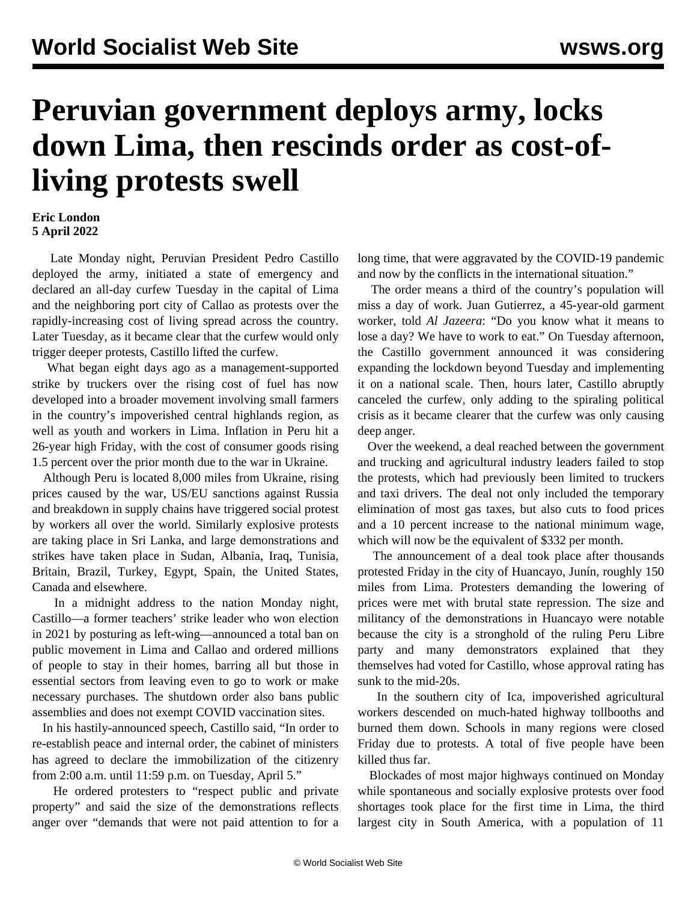# Peruvian government deploys army, locks down Lima, then rescinds order as cost-of-living protests swell

**Eric London**
**5 April 2022**

Late Monday night, Peruvian President Pedro Castillo deployed the army, initiated a state of emergency and declared an all-day curfew Tuesday in the capital of Lima and the neighboring port city of Callao as protests over the rapidly-increasing cost of living spread across the country. Later Tuesday, as it became clear that the curfew would only trigger deeper protests, Castillo lifted the curfew.

What began eight days ago as a management-supported strike by truckers over the rising cost of fuel has now developed into a broader movement involving small farmers in the country's impoverished central highlands region, as well as youth and workers in Lima. Inflation in Peru hit a 26-year high Friday, with the cost of consumer goods rising 1.5 percent over the prior month due to the war in Ukraine.

Although Peru is located 8,000 miles from Ukraine, rising prices caused by the war, US/EU sanctions against Russia and breakdown in supply chains have triggered social protest by workers all over the world. Similarly explosive protests are taking place in Sri Lanka, and large demonstrations and strikes have taken place in Sudan, Albania, Iraq, Tunisia, Britain, Brazil, Turkey, Egypt, Spain, the United States, Canada and elsewhere.

In a midnight address to the nation Monday night, Castillo—a former teachers' strike leader who won election in 2021 by posturing as left-wing—announced a total ban on public movement in Lima and Callao and ordered millions of people to stay in their homes, barring all but those in essential sectors from leaving even to go to work or make necessary purchases. The shutdown order also bans public assemblies and does not exempt COVID vaccination sites.

In his hastily-announced speech, Castillo said, "In order to re-establish peace and internal order, the cabinet of ministers has agreed to declare the immobilization of the citizenry from 2:00 a.m. until 11:59 p.m. on Tuesday, April 5."

He ordered protesters to "respect public and private property" and said the size of the demonstrations reflects anger over "demands that were not paid attention to for a long time, that were aggravated by the COVID-19 pandemic and now by the conflicts in the international situation."

The order means a third of the country's population will miss a day of work. Juan Gutierrez, a 45-year-old garment worker, told *Al Jazeera*: "Do you know what it means to lose a day? We have to work to eat." On Tuesday afternoon, the Castillo government announced it was considering expanding the lockdown beyond Tuesday and implementing it on a national scale. Then, hours later, Castillo abruptly canceled the curfew, only adding to the spiraling political crisis as it became clearer that the curfew was only causing deep anger.

Over the weekend, a deal reached between the government and trucking and agricultural industry leaders failed to stop the protests, which had previously been limited to truckers and taxi drivers. The deal not only included the temporary elimination of most gas taxes, but also cuts to food prices and a 10 percent increase to the national minimum wage, which will now be the equivalent of $332 per month.

The announcement of a deal took place after thousands protested Friday in the city of Huancayo, Junín, roughly 150 miles from Lima. Protesters demanding the lowering of prices were met with brutal state repression. The size and militancy of the demonstrations in Huancayo were notable because the city is a stronghold of the ruling Peru Libre party and many demonstrators explained that they themselves had voted for Castillo, whose approval rating has sunk to the mid-20s.

In the southern city of Ica, impoverished agricultural workers descended on much-hated highway tollbooths and burned them down. Schools in many regions were closed Friday due to protests. A total of five people have been killed thus far.

Blockades of most major highways continued on Monday while spontaneous and socially explosive protests over food shortages took place for the first time in Lima, the third largest city in South America, with a population of 11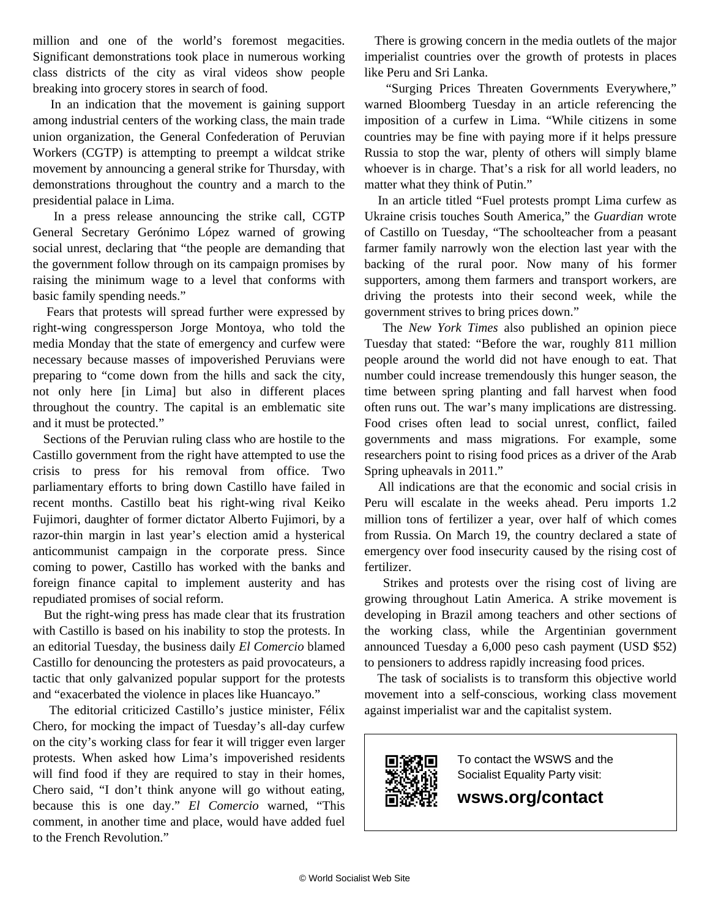million and one of the world's foremost megacities. Significant demonstrations took place in numerous working class districts of the city as viral videos show people breaking into grocery stores in search of food.

In an indication that the movement is gaining support among industrial centers of the working class, the main trade union organization, the General Confederation of Peruvian Workers (CGTP) is attempting to preempt a wildcat strike movement by announcing a general strike for Thursday, with demonstrations throughout the country and a march to the presidential palace in Lima.

In a press release announcing the strike call, CGTP General Secretary Gerónimo López warned of growing social unrest, declaring that "the people are demanding that the government follow through on its campaign promises by raising the minimum wage to a level that conforms with basic family spending needs."

Fears that protests will spread further were expressed by right-wing congressperson Jorge Montoya, who told the media Monday that the state of emergency and curfew were necessary because masses of impoverished Peruvians were preparing to "come down from the hills and sack the city, not only here [in Lima] but also in different places throughout the country. The capital is an emblematic site and it must be protected."

Sections of the Peruvian ruling class who are hostile to the Castillo government from the right have attempted to use the crisis to press for his removal from office. Two parliamentary efforts to bring down Castillo have failed in recent months. Castillo beat his right-wing rival Keiko Fujimori, daughter of former dictator Alberto Fujimori, by a razor-thin margin in last year's election amid a hysterical anticommunist campaign in the corporate press. Since coming to power, Castillo has worked with the banks and foreign finance capital to implement austerity and has repudiated promises of social reform.

But the right-wing press has made clear that its frustration with Castillo is based on his inability to stop the protests. In an editorial Tuesday, the business daily *El Comercio* blamed Castillo for denouncing the protesters as paid provocateurs, a tactic that only galvanized popular support for the protests and "exacerbated the violence in places like Huancayo."

The editorial criticized Castillo's justice minister, Félix Chero, for mocking the impact of Tuesday's all-day curfew on the city's working class for fear it will trigger even larger protests. When asked how Lima's impoverished residents will find food if they are required to stay in their homes, Chero said, "I don't think anyone will go without eating, because this is one day." *El Comercio* warned, "This comment, in another time and place, would have added fuel to the French Revolution."

There is growing concern in the media outlets of the major imperialist countries over the growth of protests in places like Peru and Sri Lanka.

"Surging Prices Threaten Governments Everywhere," warned Bloomberg Tuesday in an article referencing the imposition of a curfew in Lima. "While citizens in some countries may be fine with paying more if it helps pressure Russia to stop the war, plenty of others will simply blame whoever is in charge. That's a risk for all world leaders, no matter what they think of Putin."

In an article titled "Fuel protests prompt Lima curfew as Ukraine crisis touches South America," the *Guardian* wrote of Castillo on Tuesday, "The schoolteacher from a peasant farmer family narrowly won the election last year with the backing of the rural poor. Now many of his former supporters, among them farmers and transport workers, are driving the protests into their second week, while the government strives to bring prices down."

The *New York Times* also published an opinion piece Tuesday that stated: "Before the war, roughly 811 million people around the world did not have enough to eat. That number could increase tremendously this hunger season, the time between spring planting and fall harvest when food often runs out. The war's many implications are distressing. Food crises often lead to social unrest, conflict, failed governments and mass migrations. For example, some researchers point to rising food prices as a driver of the Arab Spring upheavals in 2011."

All indications are that the economic and social crisis in Peru will escalate in the weeks ahead. Peru imports 1.2 million tons of fertilizer a year, over half of which comes from Russia. On March 19, the country declared a state of emergency over food insecurity caused by the rising cost of fertilizer.

Strikes and protests over the rising cost of living are growing throughout Latin America. A strike movement is developing in Brazil among teachers and other sections of the working class, while the Argentinian government announced Tuesday a 6,000 peso cash payment (USD $52) to pensioners to address rapidly increasing food prices.

The task of socialists is to transform this objective world movement into a self-conscious, working class movement against imperialist war and the capitalist system.

To contact the WSWS and the Socialist Equality Party visit:

**wsws.org/contact**